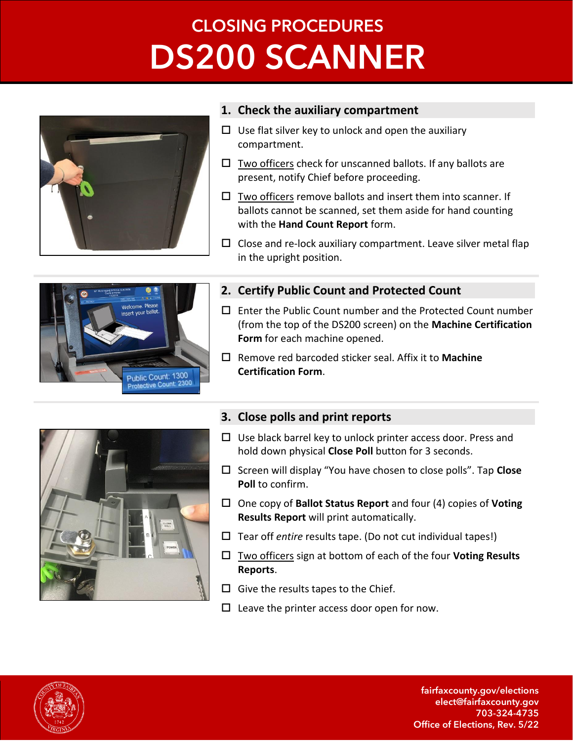# CLOSING PROCEDURES

# DS200 SCANNER

## 1. Check the auxiliary compartment

- ☐ Use flat silver key to unlock and open the auxiliary compartment.
- ☐ Two officers check for unscanned ballots. If any ballots are present, notify Chief before proceeding.
- ☐ Two officers remove ballots and insert them into scanner. If ballots cannot be scanned, set them aside for hand counting with the **Hand Count Report** form.
- ☐ Close and re-lock auxiliary compartment. Leave silver metal flap in the upright position.

## 2. Certify Public Count and Protected Count

- ☐ Enter the Public Count number and the Protected Count number (from the top of the DS200 screen) on the **Machine Certification Form** for each machine opened.
- ☐ Remove red barcoded sticker seal. Affix it to **Machine Certification Form**.

## 3. Close polls and print reports

- ☐ Use black barrel key to unlock printer access door. Press and hold down physical **Close Poll** button for 3 seconds.
- ☐ Screen will display "You have chosen to close polls". Tap **Close Poll** to confirm.
- ☐ One copy of **Ballot Status Report** and four (4) copies of **Voting Results Report** will print automatically.
- ☐ Tear off *entire* results tape. (Do not cut individual tapes!)
- ☐ Two officers sign at bottom of each of the four **Voting Results Reports**.
- ☐ Give the results tapes to the Chief.
- ☐ Leave the printer access door open for now.

fairfaxcounty.gov/elections
elect@fairfaxcounty.gov
703-324-4735
Office of Elections, Rev. 5/22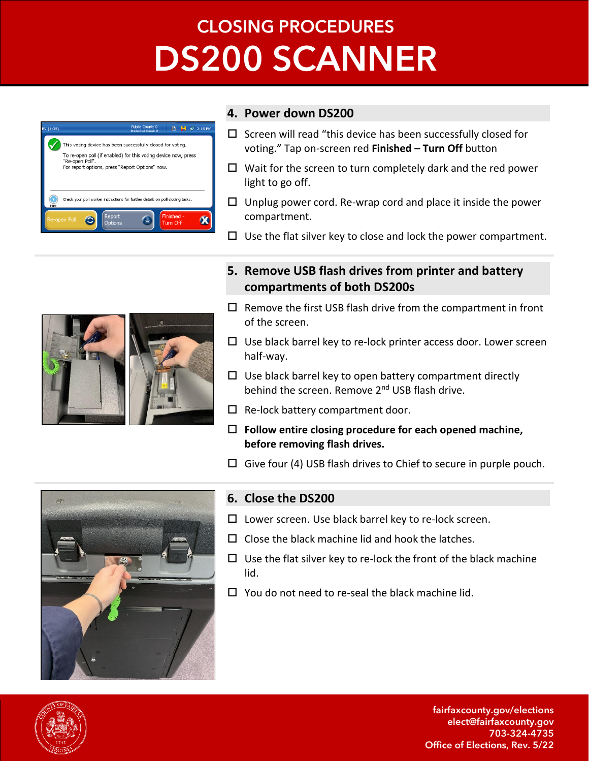# CLOSING PROCEDURES
# DS200 SCANNER

## 4. Power down DS200

- ☐ Screen will read "this device has been successfully closed for voting." Tap on-screen red **Finished – Turn Off** button
- ☐ Wait for the screen to turn completely dark and the red power light to go off.
- ☐ Unplug power cord. Re-wrap cord and place it inside the power compartment.
- ☐ Use the flat silver key to close and lock the power compartment.

## 5. Remove USB flash drives from printer and battery compartments of both DS200s

- ☐ Remove the first USB flash drive from the compartment in front of the screen.
- ☐ Use black barrel key to re-lock printer access door. Lower screen half-way.
- ☐ Use black barrel key to open battery compartment directly behind the screen. Remove 2nd USB flash drive.
- ☐ Re-lock battery compartment door.
- ☐ **Follow entire closing procedure for each opened machine, before removing flash drives.**
- ☐ Give four (4) USB flash drives to Chief to secure in purple pouch.

## 6. Close the DS200

- ☐ Lower screen. Use black barrel key to re-lock screen.
- ☐ Close the black machine lid and hook the latches.
- ☐ Use the flat silver key to re-lock the front of the black machine lid.
- ☐ You do not need to re-seal the black machine lid.

fairfaxcounty.gov/elections
elect@fairfaxcounty.gov
703-324-4735
Office of Elections, Rev. 5/22